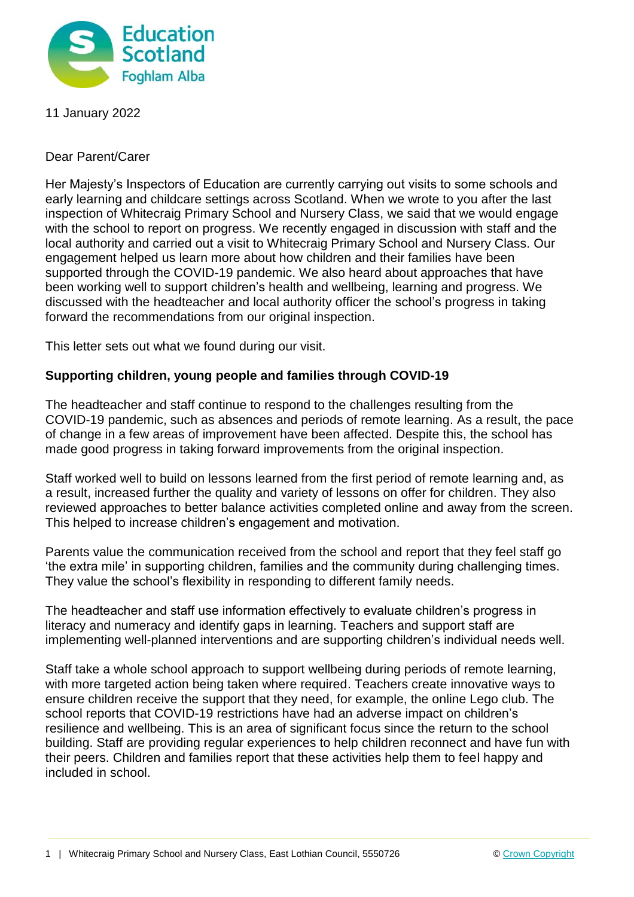11 January 2022

Dear Parent/Carer

Her Majesty's Inspectors of Education are currently carrying out visits to some schools and early learning and childcare settings across Scotland. When we wrote to you after the last inspection of Whitecraig Primary School and Nursery Class, we said that we would engage with the school to report on progress. We recently engaged in discussion with staff and the local authority and carried out a visit to Whitecraig Primary School and Nursery Class. Our engagement helped us learn more about how children and their families have been supported through the COVID-19 pandemic. We also heard about approaches that have been working well to support children's health and wellbeing, learning and progress. We discussed with the headteacher and local authority officer the school's progress in taking forward the recommendations from our original inspection.

This letter sets out what we found during our visit.

**Supporting children, young people and families through COVID-19**

The headteacher and staff continue to respond to the challenges resulting from the COVID-19 pandemic, such as absences and periods of remote learning. As a result, the pace of change in a few areas of improvement have been affected. Despite this, the school has made good progress in taking forward improvements from the original inspection.

Staff worked well to build on lessons learned from the first period of remote learning and, as a result, increased further the quality and variety of lessons on offer for children. They also reviewed approaches to better balance activities completed online and away from the screen. This helped to increase children's engagement and motivation.

Parents value the communication received from the school and report that they feel staff go 'the extra mile' in supporting children, families and the community during challenging times. They value the school's flexibility in responding to different family needs.

The headteacher and staff use information effectively to evaluate children's progress in literacy and numeracy and identify gaps in learning. Teachers and support staff are implementing well-planned interventions and are supporting children's individual needs well.

Staff take a whole school approach to support wellbeing during periods of remote learning, with more targeted action being taken where required. Teachers create innovative ways to ensure children receive the support that they need, for example, the online Lego club. The school reports that COVID-19 restrictions have had an adverse impact on children's resilience and wellbeing. This is an area of significant focus since the return to the school building. Staff are providing regular experiences to help children reconnect and have fun with their peers. Children and families report that these activities help them to feel happy and included in school.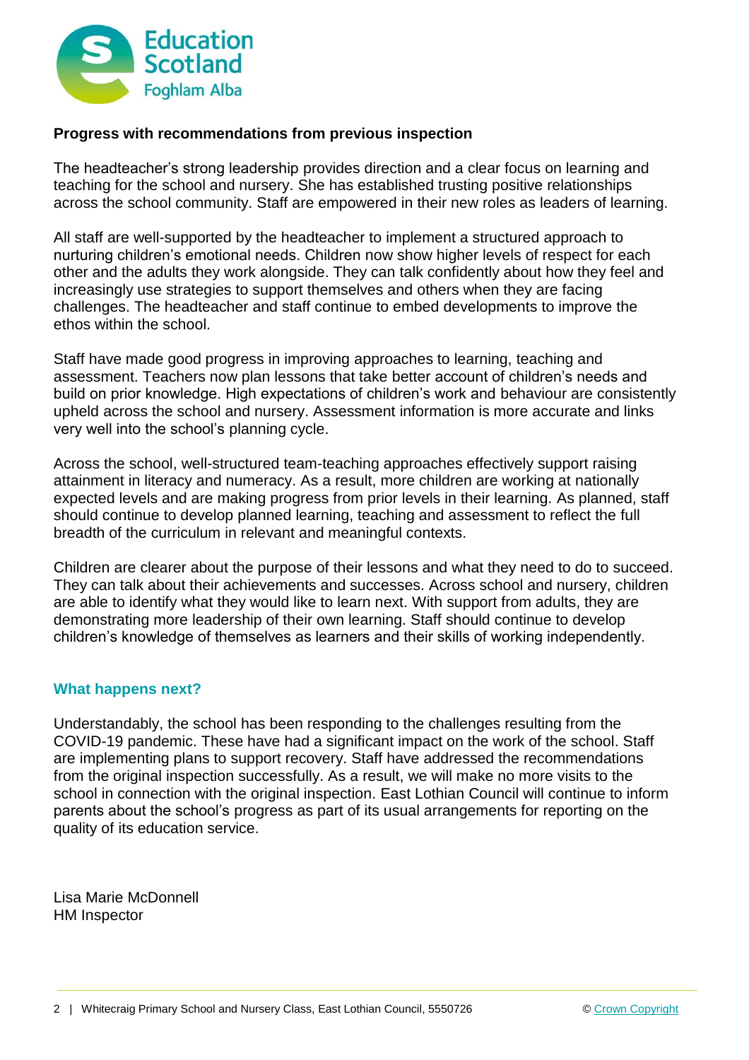## Progress with recommendations from previous inspection

The headteacher's strong leadership provides direction and a clear focus on learning and teaching for the school and nursery. She has established trusting positive relationships across the school community. Staff are empowered in their new roles as leaders of learning.

All staff are well-supported by the headteacher to implement a structured approach to nurturing children's emotional needs. Children now show higher levels of respect for each other and the adults they work alongside. They can talk confidently about how they feel and increasingly use strategies to support themselves and others when they are facing challenges. The headteacher and staff continue to embed developments to improve the ethos within the school.

Staff have made good progress in improving approaches to learning, teaching and assessment. Teachers now plan lessons that take better account of children's needs and build on prior knowledge. High expectations of children's work and behaviour are consistently upheld across the school and nursery. Assessment information is more accurate and links very well into the school's planning cycle.

Across the school, well-structured team-teaching approaches effectively support raising attainment in literacy and numeracy. As a result, more children are working at nationally expected levels and are making progress from prior levels in their learning. As planned, staff should continue to develop planned learning, teaching and assessment to reflect the full breadth of the curriculum in relevant and meaningful contexts.

Children are clearer about the purpose of their lessons and what they need to do to succeed. They can talk about their achievements and successes. Across school and nursery, children are able to identify what they would like to learn next. With support from adults, they are demonstrating more leadership of their own learning. Staff should continue to develop children's knowledge of themselves as learners and their skills of working independently.

## What happens next?

Understandably, the school has been responding to the challenges resulting from the COVID-19 pandemic. These have had a significant impact on the work of the school. Staff are implementing plans to support recovery. Staff have addressed the recommendations from the original inspection successfully. As a result, we will make no more visits to the school in connection with the original inspection. East Lothian Council will continue to inform parents about the school's progress as part of its usual arrangements for reporting on the quality of its education service.

Lisa Marie McDonnell
HM Inspector